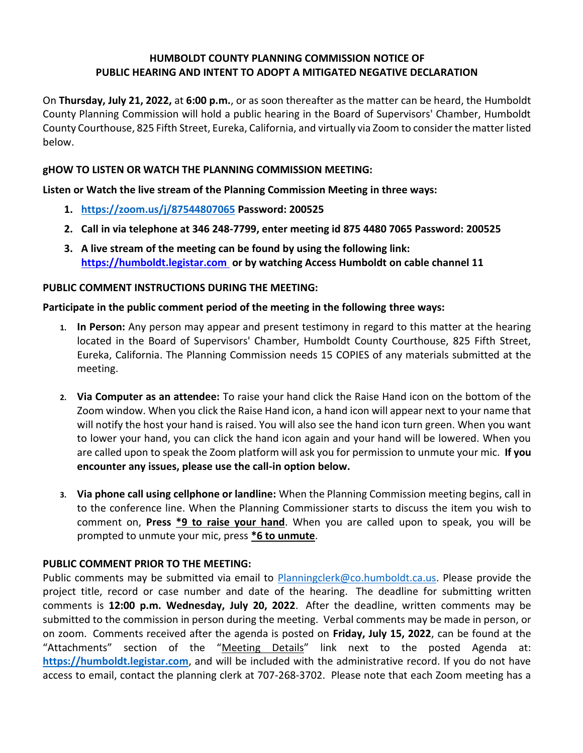**HUMBOLDT COUNTY PLANNING COMMISSION NOTICE OF PUBLIC HEARING AND INTENT TO ADOPT A MITIGATED NEGATIVE DECLARATION**

On **Thursday, July 21, 2022,** at **6:00 p.m.**, or as soon thereafter as the matter can be heard, the Humboldt County Planning Commission will hold a public hearing in the Board of Supervisors' Chamber, Humboldt County Courthouse, 825 Fifth Street, Eureka, California, and virtually via Zoom to consider the matter listed below.

**gHOW TO LISTEN OR WATCH THE PLANNING COMMISSION MEETING:**

**Listen or Watch the live stream of the Planning Commission Meeting in three ways:**

1. **https://zoom.us/j/87544807065 Password: 200525**
2. **Call in via telephone at 346 248-7799, enter meeting id 875 4480 7065 Password: 200525**
3. **A live stream of the meeting can be found by using the following link: https://humboldt.legistar.com or by watching Access Humboldt on cable channel 11**

**PUBLIC COMMENT INSTRUCTIONS DURING THE MEETING:**

**Participate in the public comment period of the meeting in the following three ways:**

1. **In Person:** Any person may appear and present testimony in regard to this matter at the hearing located in the Board of Supervisors' Chamber, Humboldt County Courthouse, 825 Fifth Street, Eureka, California. The Planning Commission needs 15 COPIES of any materials submitted at the meeting.

2. **Via Computer as an attendee:** To raise your hand click the Raise Hand icon on the bottom of the Zoom window. When you click the Raise Hand icon, a hand icon will appear next to your name that will notify the host your hand is raised. You will also see the hand icon turn green. When you want to lower your hand, you can click the hand icon again and your hand will be lowered. When you are called upon to speak the Zoom platform will ask you for permission to unmute your mic. **If you encounter any issues, please use the call-in option below.**

3. **Via phone call using cellphone or landline:** When the Planning Commission meeting begins, call in to the conference line. When the Planning Commissioner starts to discuss the item you wish to comment on, **Press *9 to raise your hand**. When you are called upon to speak, you will be prompted to unmute your mic, press ***6 to unmute**.

**PUBLIC COMMENT PRIOR TO THE MEETING:**

Public comments may be submitted via email to Planningclerk@co.humboldt.ca.us. Please provide the project title, record or case number and date of the hearing. The deadline for submitting written comments is **12:00 p.m. Wednesday, July 20, 2022**. After the deadline, written comments may be submitted to the commission in person during the meeting. Verbal comments may be made in person, or on zoom. Comments received after the agenda is posted on **Friday, July 15, 2022**, can be found at the "Attachments" section of the "Meeting Details" link next to the posted Agenda at: **https://humboldt.legistar.com**, and will be included with the administrative record. If you do not have access to email, contact the planning clerk at 707-268-3702. Please note that each Zoom meeting has a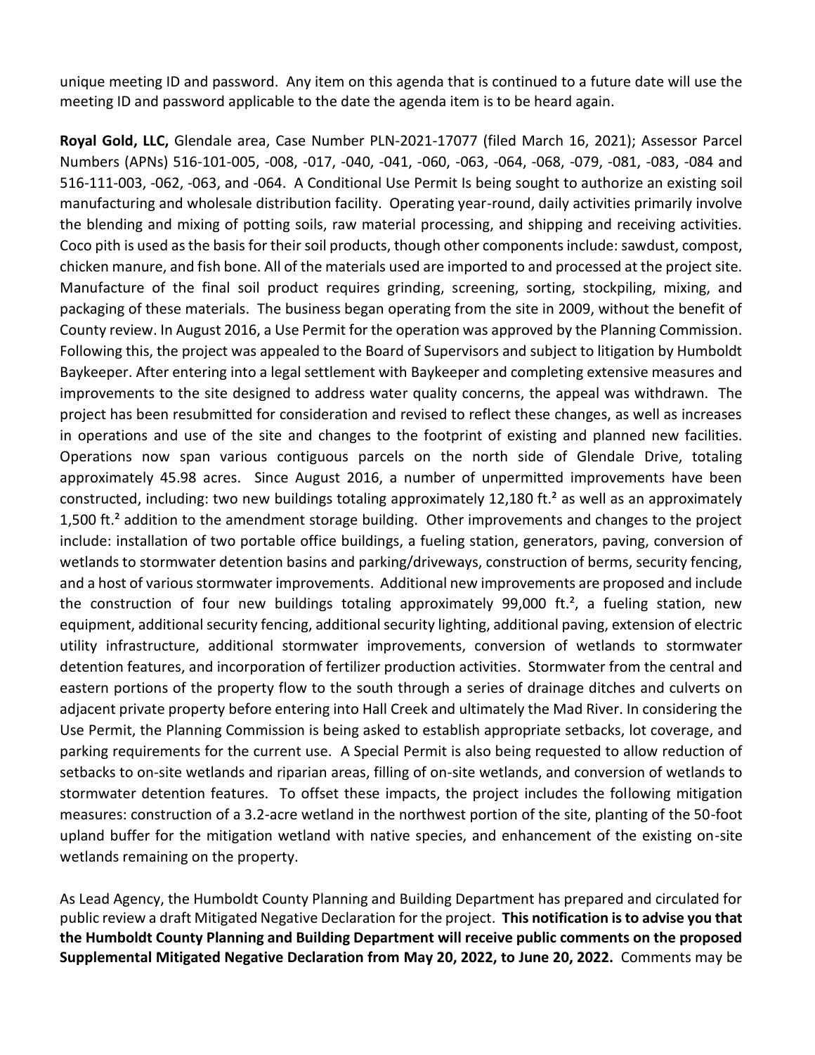unique meeting ID and password. Any item on this agenda that is continued to a future date will use the meeting ID and password applicable to the date the agenda item is to be heard again.

**Royal Gold, LLC,** Glendale area, Case Number PLN-2021-17077 (filed March 16, 2021); Assessor Parcel Numbers (APNs) 516-101-005, -008, -017, -040, -041, -060, -063, -064, -068, -079, -081, -083, -084 and 516-111-003, -062, -063, and -064. A Conditional Use Permit Is being sought to authorize an existing soil manufacturing and wholesale distribution facility. Operating year-round, daily activities primarily involve the blending and mixing of potting soils, raw material processing, and shipping and receiving activities. Coco pith is used as the basis for their soil products, though other components include: sawdust, compost, chicken manure, and fish bone. All of the materials used are imported to and processed at the project site. Manufacture of the final soil product requires grinding, screening, sorting, stockpiling, mixing, and packaging of these materials. The business began operating from the site in 2009, without the benefit of County review. In August 2016, a Use Permit for the operation was approved by the Planning Commission. Following this, the project was appealed to the Board of Supervisors and subject to litigation by Humboldt Baykeeper. After entering into a legal settlement with Baykeeper and completing extensive measures and improvements to the site designed to address water quality concerns, the appeal was withdrawn. The project has been resubmitted for consideration and revised to reflect these changes, as well as increases in operations and use of the site and changes to the footprint of existing and planned new facilities. Operations now span various contiguous parcels on the north side of Glendale Drive, totaling approximately 45.98 acres. Since August 2016, a number of unpermitted improvements have been constructed, including: two new buildings totaling approximately 12,180 $ft.^2$ as well as an approximately 1,500 $ft.^2$ addition to the amendment storage building. Other improvements and changes to the project include: installation of two portable office buildings, a fueling station, generators, paving, conversion of wetlands to stormwater detention basins and parking/driveways, construction of berms, security fencing, and a host of various stormwater improvements. Additional new improvements are proposed and include the construction of four new buildings totaling approximately 99,000 $ft.^2$, a fueling station, new equipment, additional security fencing, additional security lighting, additional paving, extension of electric utility infrastructure, additional stormwater improvements, conversion of wetlands to stormwater detention features, and incorporation of fertilizer production activities. Stormwater from the central and eastern portions of the property flow to the south through a series of drainage ditches and culverts on adjacent private property before entering into Hall Creek and ultimately the Mad River. In considering the Use Permit, the Planning Commission is being asked to establish appropriate setbacks, lot coverage, and parking requirements for the current use. A Special Permit is also being requested to allow reduction of setbacks to on-site wetlands and riparian areas, filling of on-site wetlands, and conversion of wetlands to stormwater detention features. To offset these impacts, the project includes the following mitigation measures: construction of a 3.2-acre wetland in the northwest portion of the site, planting of the 50-foot upland buffer for the mitigation wetland with native species, and enhancement of the existing on-site wetlands remaining on the property.

As Lead Agency, the Humboldt County Planning and Building Department has prepared and circulated for public review a draft Mitigated Negative Declaration for the project. **This notification is to advise you that the Humboldt County Planning and Building Department will receive public comments on the proposed Supplemental Mitigated Negative Declaration from May 20, 2022, to June 20, 2022.** Comments may be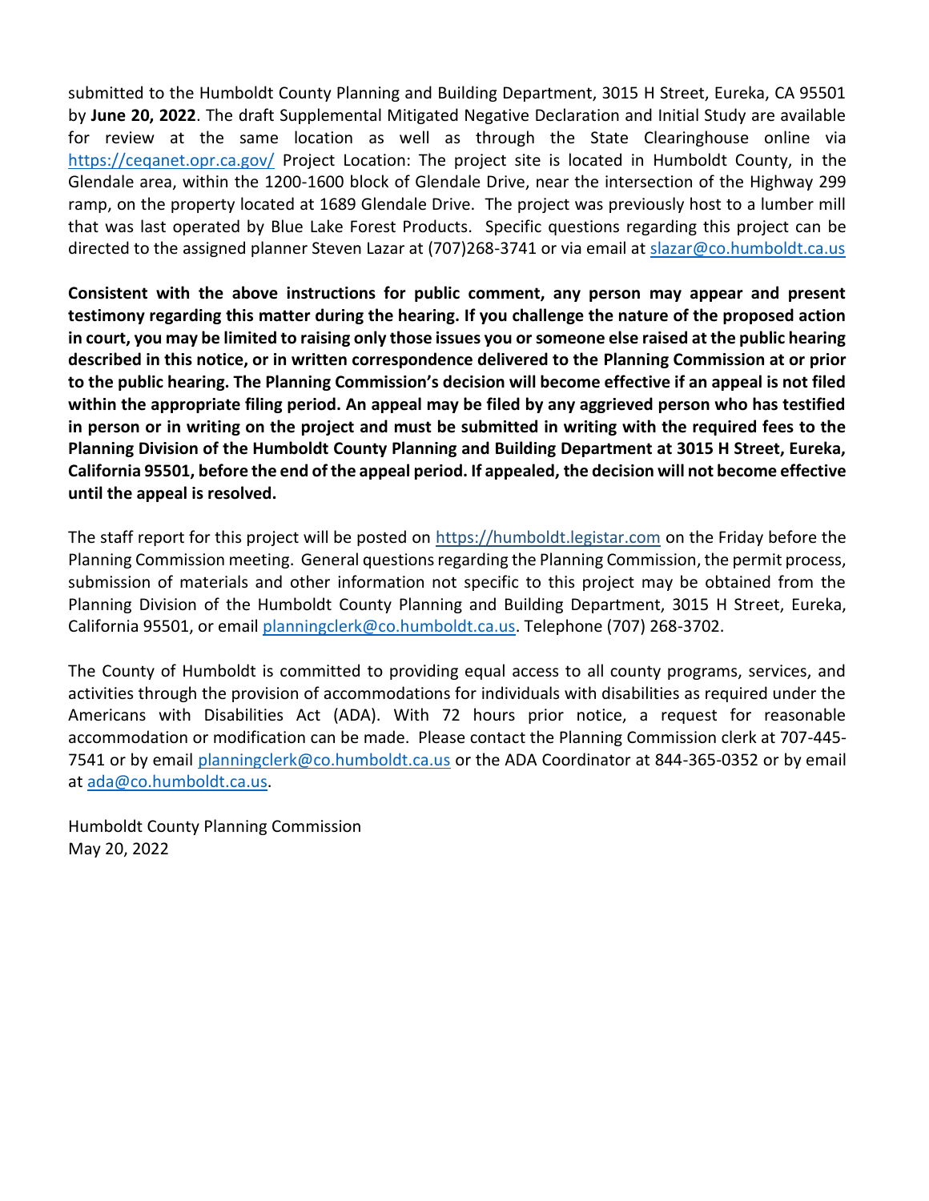submitted to the Humboldt County Planning and Building Department, 3015 H Street, Eureka, CA 95501 by **June 20, 2022**. The draft Supplemental Mitigated Negative Declaration and Initial Study are available for review at the same location as well as through the State Clearinghouse online via https://ceqanet.opr.ca.gov/ Project Location: The project site is located in Humboldt County, in the Glendale area, within the 1200-1600 block of Glendale Drive, near the intersection of the Highway 299 ramp, on the property located at 1689 Glendale Drive. The project was previously host to a lumber mill that was last operated by Blue Lake Forest Products. Specific questions regarding this project can be directed to the assigned planner Steven Lazar at (707)268-3741 or via email at slazar@co.humboldt.ca.us

**Consistent with the above instructions for public comment, any person may appear and present testimony regarding this matter during the hearing. If you challenge the nature of the proposed action in court, you may be limited to raising only those issues you or someone else raised at the public hearing described in this notice, or in written correspondence delivered to the Planning Commission at or prior to the public hearing. The Planning Commission's decision will become effective if an appeal is not filed within the appropriate filing period. An appeal may be filed by any aggrieved person who has testified in person or in writing on the project and must be submitted in writing with the required fees to the Planning Division of the Humboldt County Planning and Building Department at 3015 H Street, Eureka, California 95501, before the end of the appeal period. If appealed, the decision will not become effective until the appeal is resolved.**

The staff report for this project will be posted on https://humboldt.legistar.com on the Friday before the Planning Commission meeting. General questions regarding the Planning Commission, the permit process, submission of materials and other information not specific to this project may be obtained from the Planning Division of the Humboldt County Planning and Building Department, 3015 H Street, Eureka, California 95501, or email planningclerk@co.humboldt.ca.us. Telephone (707) 268-3702.

The County of Humboldt is committed to providing equal access to all county programs, services, and activities through the provision of accommodations for individuals with disabilities as required under the Americans with Disabilities Act (ADA). With 72 hours prior notice, a request for reasonable accommodation or modification can be made. Please contact the Planning Commission clerk at 707-445-7541 or by email planningclerk@co.humboldt.ca.us or the ADA Coordinator at 844-365-0352 or by email at ada@co.humboldt.ca.us.

Humboldt County Planning Commission
May 20, 2022